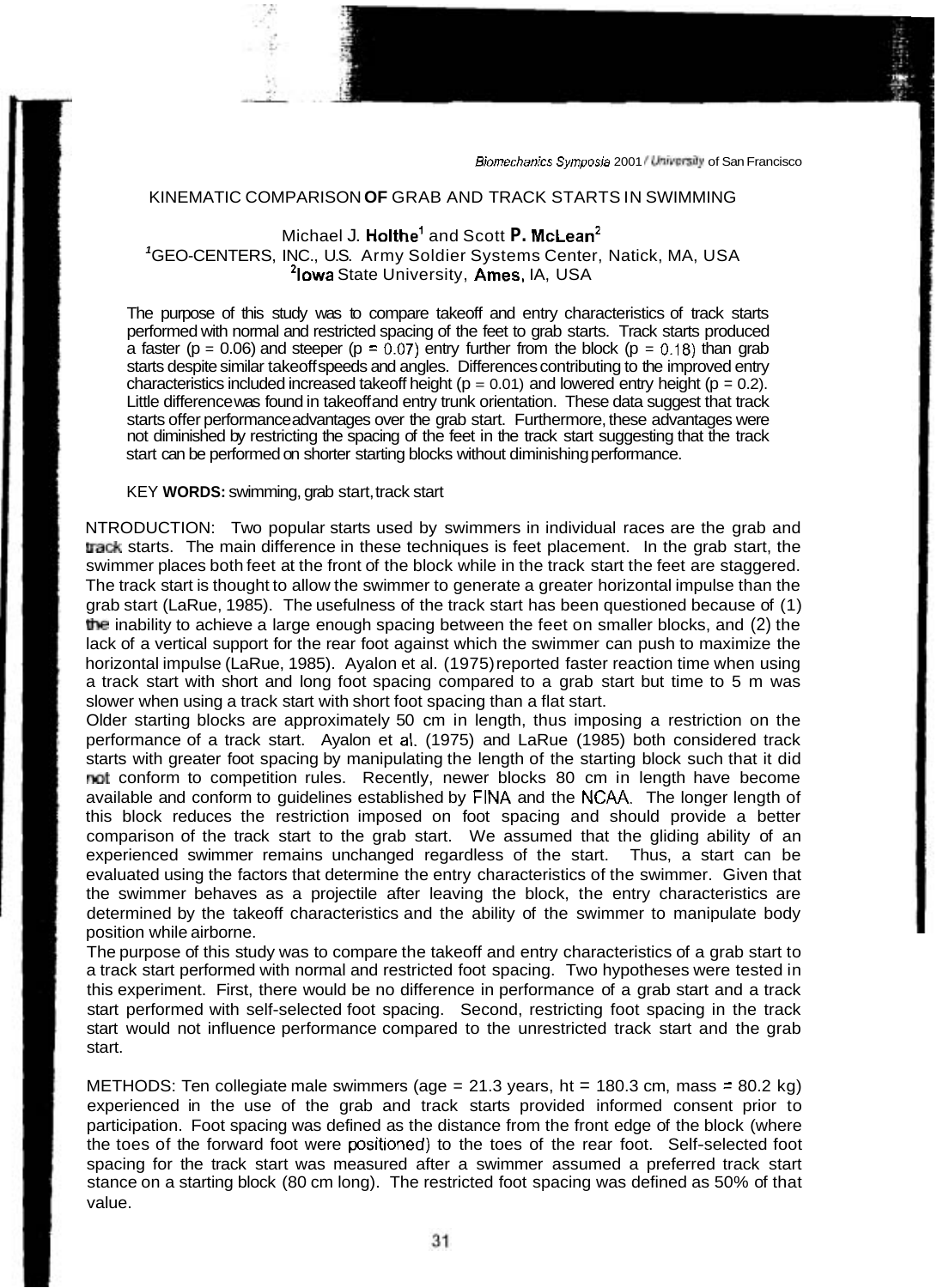# KINEMATIC COMPARISON OF GRAB AND TRACK STARTS IN SWIMMING

Michael J. Holthe[1] and Scott P. McLean[2]

[1]GEO-CENTERS, INC., U.S. Army Soldier Systems Center, Natick, MA, USA
[2]Iowa State University, Ames, IA, USA

The purpose of this study was to compare takeoff and entry characteristics of track starts performed with normal and restricted spacing of the feet to grab starts. Track starts produced a faster ($p = 0.06$) and steeper ($p = 0.07$) entry further from the block ($p = 0.18$) than grab starts despite similar takeoff speeds and angles. Differences contributing to the improved entry characteristics included increased takeoff height ($p = 0.01$) and lowered entry height ($p = 0.2$). Little difference was found in takeoff and entry trunk orientation. These data suggest that track starts offer performance advantages over the grab start. Furthermore, these advantages were not diminished by restricting the spacing of the feet in the track start suggesting that the track start can be performed on shorter starting blocks without diminishing performance.

KEY **WORDS:** swimming, grab start, track start

NTRODUCTION: Two popular starts used by swimmers in individual races are the grab and track starts. The main difference in these techniques is feet placement. In the grab start, the swimmer places both feet at the front of the block while in the track start the feet are staggered. The track start is thought to allow the swimmer to generate a greater horizontal impulse than the grab start (LaRue, 1985). The usefulness of the track start has been questioned because of (1) the inability to achieve a large enough spacing between the feet on smaller blocks, and (2) the lack of a vertical support for the rear foot against which the swimmer can push to maximize the horizontal impulse (LaRue, 1985). Ayalon et al. (1975) reported faster reaction time when using a track start with short and long foot spacing compared to a grab start but time to 5 m was slower when using a track start with short foot spacing than a flat start.

Older starting blocks are approximately 50 cm in length, thus imposing a restriction on the performance of a track start. Ayalon et al. (1975) and LaRue (1985) both considered track starts with greater foot spacing by manipulating the length of the starting block such that it did not conform to competition rules. Recently, newer blocks 80 cm in length have become available and conform to guidelines established by FINA and the NCAA. The longer length of this block reduces the restriction imposed on foot spacing and should provide a better comparison of the track start to the grab start. We assumed that the gliding ability of an experienced swimmer remains unchanged regardless of the start. Thus, a start can be evaluated using the factors that determine the entry characteristics of the swimmer. Given that the swimmer behaves as a projectile after leaving the block, the entry characteristics are determined by the takeoff characteristics and the ability of the swimmer to manipulate body position while airborne.

The purpose of this study was to compare the takeoff and entry characteristics of a grab start to a track start performed with normal and restricted foot spacing. Two hypotheses were tested in this experiment. First, there would be no difference in performance of a grab start and a track start performed with self-selected foot spacing. Second, restricting foot spacing in the track start would not influence performance compared to the unrestricted track start and the grab start.

METHODS: Ten collegiate male swimmers (age = 21.3 years, ht = 180.3 cm, mass = 80.2 kg) experienced in the use of the grab and track starts provided informed consent prior to participation. Foot spacing was defined as the distance from the front edge of the block (where the toes of the forward foot were positioned) to the toes of the rear foot. Self-selected foot spacing for the track start was measured after a swimmer assumed a preferred track start stance on a starting block (80 cm long). The restricted foot spacing was defined as 50% of that value.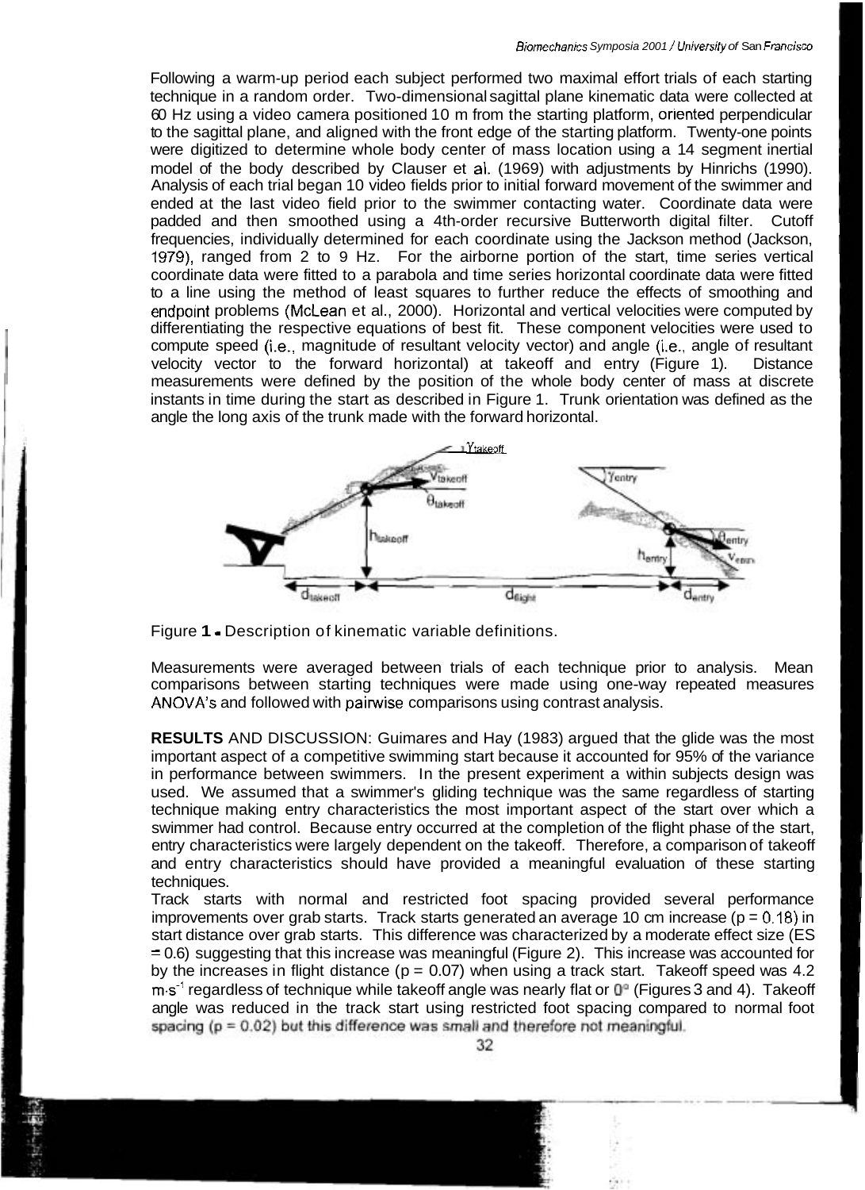Following a warm-up period each subject performed two maximal effort trials of each starting technique in a random order. Two-dimensional sagittal plane kinematic data were collected at 60 Hz using a video camera positioned 10 m from the starting platform, oriented perpendicular to the sagittal plane, and aligned with the front edge of the starting platform. Twenty-one points were digitized to determine whole body center of mass location using a 14 segment inertial model of the body described by Clauser et al. (1969) with adjustments by Hinrichs (1990). Analysis of each trial began 10 video fields prior to initial forward movement of the swimmer and ended at the last video field prior to the swimmer contacting water. Coordinate data were padded and then smoothed using a 4th-order recursive Butterworth digital filter. Cutoff frequencies, individually determined for each coordinate using the Jackson method (Jackson, 1979), ranged from 2 to 9 Hz. For the airborne portion of the start, time series vertical coordinate data were fitted to a parabola and time series horizontal coordinate data were fitted to a line using the method of least squares to further reduce the effects of smoothing and endpoint problems (McLean et al., 2000). Horizontal and vertical velocities were computed by differentiating the respective equations of best fit. These component velocities were used to compute speed (i.e., magnitude of resultant velocity vector) and angle (i.e., angle of resultant velocity vector to the forward horizontal) at takeoff and entry (Figure 1). Distance measurements were defined by the position of the whole body center of mass at discrete instants in time during the start as described in Figure 1. Trunk orientation was defined as the angle the long axis of the trunk made with the forward horizontal.

Figure 1 - Description of kinematic variable definitions.

Measurements were averaged between trials of each technique prior to analysis. Mean comparisons between starting techniques were made using one-way repeated measures ANOVA's and followed with pairwise comparisons using contrast analysis.

**RESULTS** AND DISCUSSION: Guimares and Hay (1983) argued that the glide was the most important aspect of a competitive swimming start because it accounted for 95% of the variance in performance between swimmers. In the present experiment a within subjects design was used. We assumed that a swimmer's gliding technique was the same regardless of starting technique making entry characteristics the most important aspect of the start over which a swimmer had control. Because entry occurred at the completion of the flight phase of the start, entry characteristics were largely dependent on the takeoff. Therefore, a comparison of takeoff and entry characteristics should have provided a meaningful evaluation of these starting techniques.

Track starts with normal and restricted foot spacing provided several performance improvements over grab starts. Track starts generated an average 10 cm increase ($p = 0.18$) in start distance over grab starts. This difference was characterized by a moderate effect size (ES = 0.6) suggesting that this increase was meaningful (Figure 2). This increase was accounted for by the increases in flight distance ($p = 0.07$) when using a track start. Takeoff speed was 4.2 $m \cdot s^{-1}$ regardless of technique while takeoff angle was nearly flat or $0°$ (Figures 3 and 4). Takeoff angle was reduced in the track start using restricted foot spacing compared to normal foot spacing ($p = 0.02$) but this difference was small and therefore not meaningful.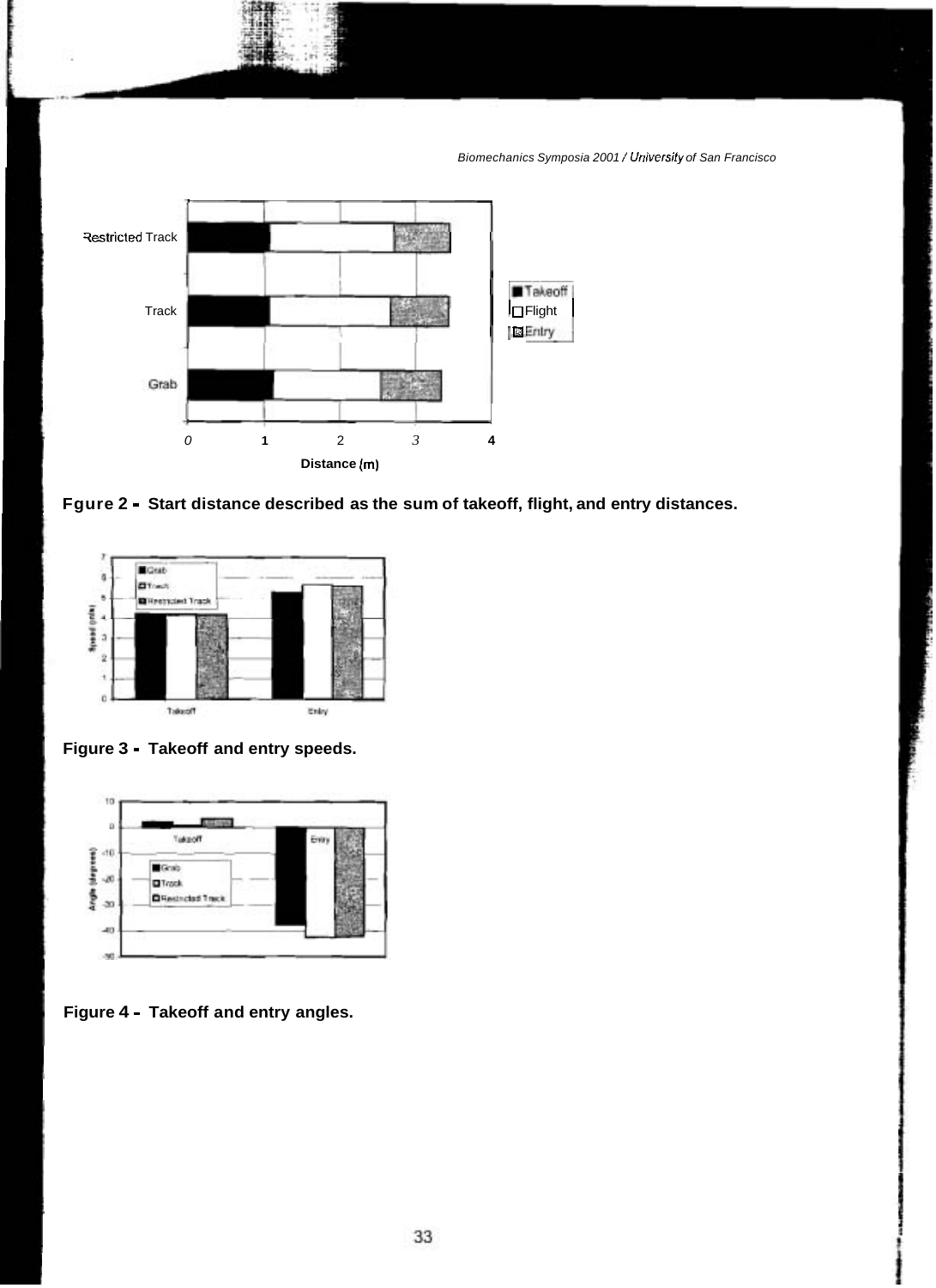Fgure 2 - Start distance described as the sum of takeoff, flight, and entry distances.

Figure 3 - Takeoff and entry speeds.

Figure 4 - Takeoff and entry angles.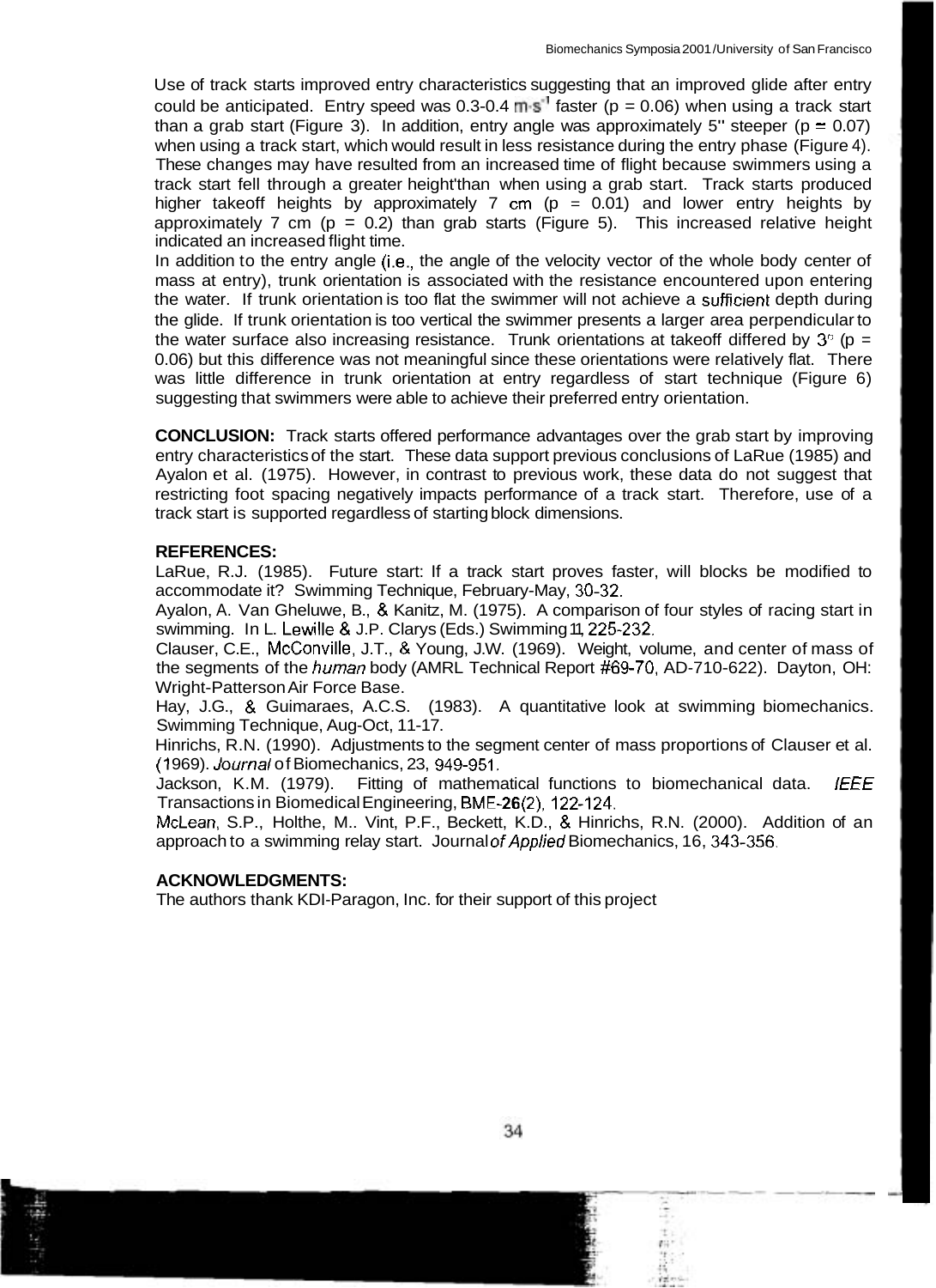Use of track starts improved entry characteristics suggesting that an improved glide after entry could be anticipated. Entry speed was 0.3-0.4 $m \cdot s^{-1}$ faster ($p = 0.06$) when using a track start than a grab start (Figure 3). In addition, entry angle was approximately 5° steeper ($p = 0.07$) when using a track start, which would result in less resistance during the entry phase (Figure 4). These changes may have resulted from an increased time of flight because swimmers using a track start fell through a greater height than when using a grab start. Track starts produced higher takeoff heights by approximately 7 cm ($p = 0.01$) and lower entry heights by approximately 7 cm ($p = 0.2$) than grab starts (Figure 5). This increased relative height indicated an increased flight time.

In addition to the entry angle (i.e., the angle of the velocity vector of the whole body center of mass at entry), trunk orientation is associated with the resistance encountered upon entering the water. If trunk orientation is too flat the swimmer will not achieve a sufficient depth during the glide. If trunk orientation is too vertical the swimmer presents a larger area perpendicular to the water surface also increasing resistance. Trunk orientations at takeoff differed by 3° ($p = 0.06$) but this difference was not meaningful since these orientations were relatively flat. There was little difference in trunk orientation at entry regardless of start technique (Figure 6) suggesting that swimmers were able to achieve their preferred entry orientation.

**CONCLUSION:** Track starts offered performance advantages over the grab start by improving entry characteristics of the start. These data support previous conclusions of LaRue (1985) and Ayalon et al. (1975). However, in contrast to previous work, these data do not suggest that restricting foot spacing negatively impacts performance of a track start. Therefore, use of a track start is supported regardless of starting block dimensions.

**REFERENCES:**

LaRue, R.J. (1985). Future start: If a track start proves faster, will blocks be modified to accommodate it? Swimming Technique, February-May, 30-32.

Ayalon, A. Van Gheluwe, B., & Kanitz, M. (1975). A comparison of four styles of racing start in swimming. In L. Lewille & J.P. Clarys (Eds.) Swimming II, 225-232.

Clauser, C.E., McConville, J.T., & Young, J.W. (1969). Weight, volume, and center of mass of the segments of the *human* body (AMRL Technical Report #69-70, AD-710-622). Dayton, OH: Wright-Patterson Air Force Base.

Hay, J.G., & Guimaraes, A.C.S. (1983). A quantitative look at swimming biomechanics. Swimming Technique, Aug-Oct, 11-17.

Hinrichs, R.N. (1990). Adjustments to the segment center of mass proportions of Clauser et al. (1969). *Journal* of Biomechanics, 23, 949-951.

Jackson, K.M. (1979). Fitting of mathematical functions to biomechanical data. *IEEE* Transactions in Biomedical Engineering, BME-26(2), 122-124.

McLean, S.P., Holthe, M.. Vint, P.F., Beckett, K.D., & Hinrichs, R.N. (2000). Addition of an approach to a swimming relay start. Journal *of Applied* Biomechanics, 16, 343-356.

**ACKNOWLEDGMENTS:**

The authors thank KDI-Paragon, Inc. for their support of this project